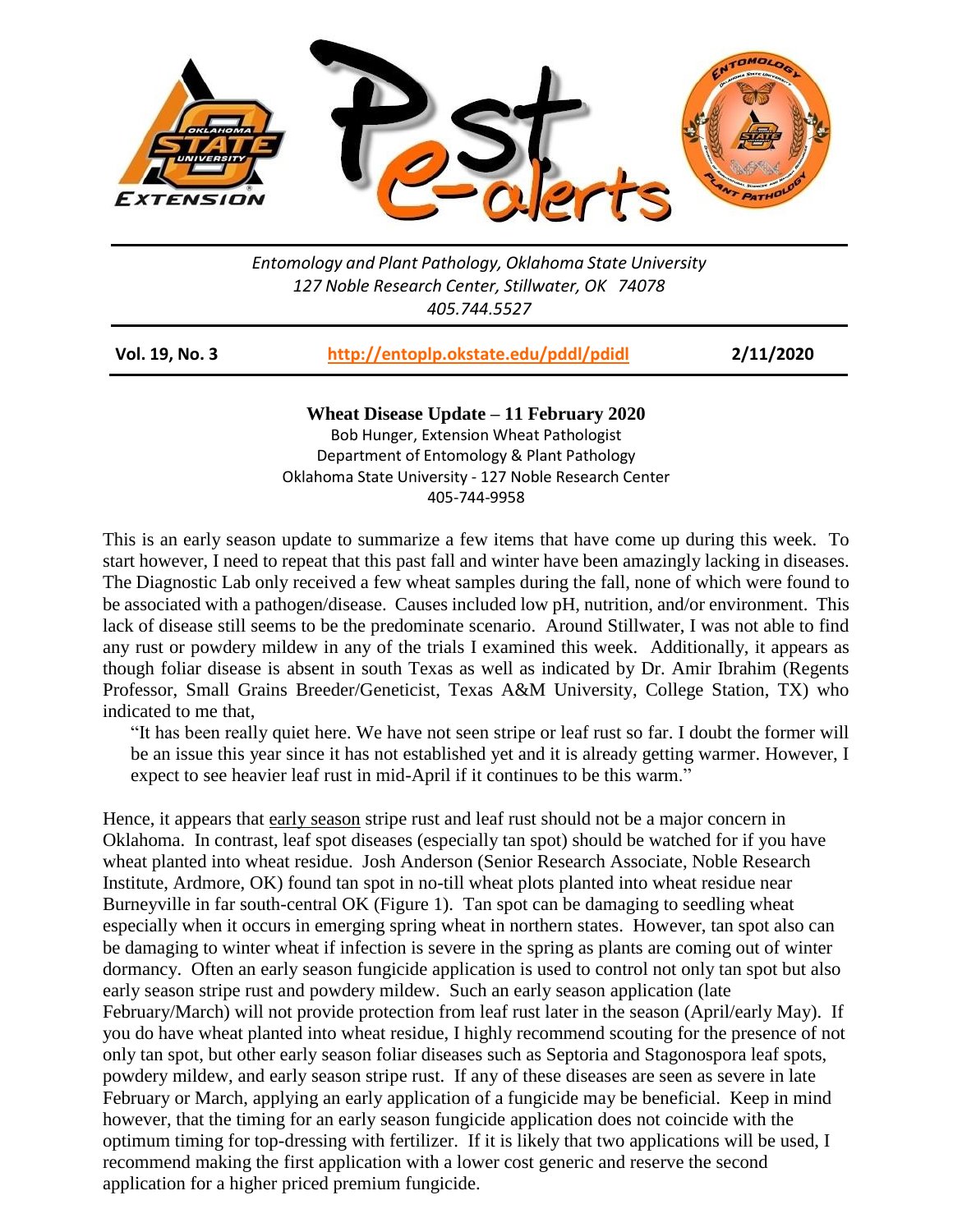*Entomology and Plant Pathology, Oklahoma State University*
*127 Noble Research Center, Stillwater, OK 74078*
*405.744.5527*

**Vol. 19, No. 3** | **http://entoplp.okstate.edu/pddl/pdidl** | **2/11/2020**

## Wheat Disease Update – 11 February 2020

Bob Hunger, Extension Wheat Pathologist
Department of Entomology & Plant Pathology
Oklahoma State University - 127 Noble Research Center
405-744-9958

This is an early season update to summarize a few items that have come up during this week. To start however, I need to repeat that this past fall and winter have been amazingly lacking in diseases. The Diagnostic Lab only received a few wheat samples during the fall, none of which were found to be associated with a pathogen/disease. Causes included low pH, nutrition, and/or environment. This lack of disease still seems to be the predominate scenario. Around Stillwater, I was not able to find any rust or powdery mildew in any of the trials I examined this week. Additionally, it appears as though foliar disease is absent in south Texas as well as indicated by Dr. Amir Ibrahim (Regents Professor, Small Grains Breeder/Geneticist, Texas A&M University, College Station, TX) who indicated to me that,

> "It has been really quiet here. We have not seen stripe or leaf rust so far. I doubt the former will be an issue this year since it has not established yet and it is already getting warmer. However, I expect to see heavier leaf rust in mid-April if it continues to be this warm."

Hence, it appears that early season stripe rust and leaf rust should not be a major concern in Oklahoma. In contrast, leaf spot diseases (especially tan spot) should be watched for if you have wheat planted into wheat residue. Josh Anderson (Senior Research Associate, Noble Research Institute, Ardmore, OK) found tan spot in no-till wheat plots planted into wheat residue near Burneyville in far south-central OK (Figure 1). Tan spot can be damaging to seedling wheat especially when it occurs in emerging spring wheat in northern states. However, tan spot also can be damaging to winter wheat if infection is severe in the spring as plants are coming out of winter dormancy. Often an early season fungicide application is used to control not only tan spot but also early season stripe rust and powdery mildew. Such an early season application (late February/March) will not provide protection from leaf rust later in the season (April/early May). If you do have wheat planted into wheat residue, I highly recommend scouting for the presence of not only tan spot, but other early season foliar diseases such as Septoria and Stagonospora leaf spots, powdery mildew, and early season stripe rust. If any of these diseases are seen as severe in late February or March, applying an early application of a fungicide may be beneficial. Keep in mind however, that the timing for an early season fungicide application does not coincide with the optimum timing for top-dressing with fertilizer. If it is likely that two applications will be used, I recommend making the first application with a lower cost generic and reserve the second application for a higher priced premium fungicide.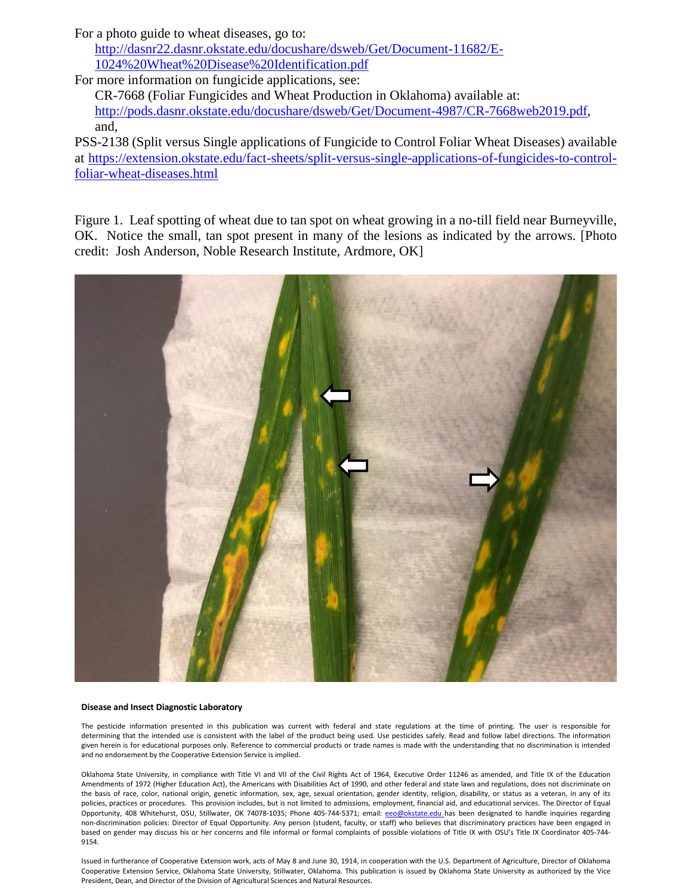For a photo guide to wheat diseases, go to:
http://dasnr22.dasnr.okstate.edu/docushare/dsweb/Get/Document-11682/E-1024%20Wheat%20Disease%20Identification.pdf

For more information on fungicide applications, see:
CR-7668 (Foliar Fungicides and Wheat Production in Oklahoma) available at: http://pods.dasnr.okstate.edu/docushare/dsweb/Get/Document-4987/CR-7668web2019.pdf, and,

PSS-2138 (Split versus Single applications of Fungicide to Control Foliar Wheat Diseases) available at https://extension.okstate.edu/fact-sheets/split-versus-single-applications-of-fungicides-to-control-foliar-wheat-diseases.html

Figure 1. Leaf spotting of wheat due to tan spot on wheat growing in a no-till field near Burneyville, OK. Notice the small, tan spot present in many of the lesions as indicated by the arrows. [Photo credit: Josh Anderson, Noble Research Institute, Ardmore, OK]

**Disease and Insect Diagnostic Laboratory**

The pesticide information presented in this publication was current with federal and state regulations at the time of printing. The user is responsible for determining that the intended use is consistent with the label of the product being used. Use pesticides safely. Read and follow label directions. The information given herein is for educational purposes only. Reference to commercial products or trade names is made with the understanding that no discrimination is intended and no endorsement by the Cooperative Extension Service is implied.

Oklahoma State University, in compliance with Title VI and VII of the Civil Rights Act of 1964, Executive Order 11246 as amended, and Title IX of the Education Amendments of 1972 (Higher Education Act), the Americans with Disabilities Act of 1990, and other federal and state laws and regulations, does not discriminate on the basis of race, color, national origin, genetic information, sex, age, sexual orientation, gender identity, religion, disability, or status as a veteran, in any of its policies, practices or procedures. This provision includes, but is not limited to admissions, employment, financial aid, and educational services. The Director of Equal Opportunity, 408 Whitehurst, OSU, Stillwater, OK 74078-1035; Phone 405-744-5371; email: eeo@okstate.edu has been designated to handle inquiries regarding non-discrimination policies: Director of Equal Opportunity. Any person (student, faculty, or staff) who believes that discriminatory practices have been engaged in based on gender may discuss his or her concerns and file informal or formal complaints of possible violations of Title IX with OSU's Title IX Coordinator 405-744-9154.

Issued in furtherance of Cooperative Extension work, acts of May 8 and June 30, 1914, in cooperation with the U.S. Department of Agriculture, Director of Oklahoma Cooperative Extension Service, Oklahoma State University, Stillwater, Oklahoma. This publication is issued by Oklahoma State University as authorized by the Vice President, Dean, and Director of the Division of Agricultural Sciences and Natural Resources.